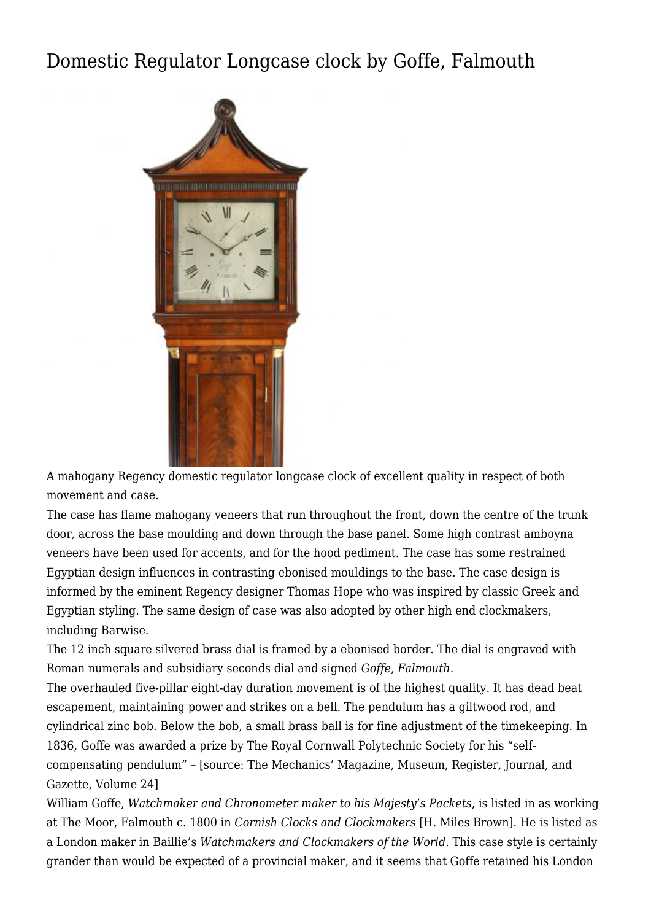# Domestic Regulator Longcase clock by Goffe, Falmouth

A mahogany Regency domestic regulator longcase clock of excellent quality in respect of both movement and case.

The case has flame mahogany veneers that run throughout the front, down the centre of the trunk door, across the base moulding and down through the base panel. Some high contrast amboyna veneers have been used for accents, and for the hood pediment. The case has some restrained Egyptian design influences in contrasting ebonised mouldings to the base. The case design is informed by the eminent Regency designer Thomas Hope who was inspired by classic Greek and Egyptian styling. The same design of case was also adopted by other high end clockmakers, including Barwise.

The 12 inch square silvered brass dial is framed by a ebonised border. The dial is engraved with Roman numerals and subsidiary seconds dial and signed *Goffe, Falmouth*.

The overhauled five-pillar eight-day duration movement is of the highest quality. It has dead beat escapement, maintaining power and strikes on a bell. The pendulum has a giltwood rod, and cylindrical zinc bob. Below the bob, a small brass ball is for fine adjustment of the timekeeping. In 1836, Goffe was awarded a prize by The Royal Cornwall Polytechnic Society for his "self-compensating pendulum" – [source: The Mechanics' Magazine, Museum, Register, Journal, and Gazette, Volume 24]

William Goffe, *Watchmaker and Chronometer maker to his Majesty's Packets*, is listed in as working at The Moor, Falmouth c. 1800 in *Cornish Clocks and Clockmakers* [H. Miles Brown]. He is listed as a London maker in Baillie's *Watchmakers and Clockmakers of the World*. This case style is certainly grander than would be expected of a provincial maker, and it seems that Goffe retained his London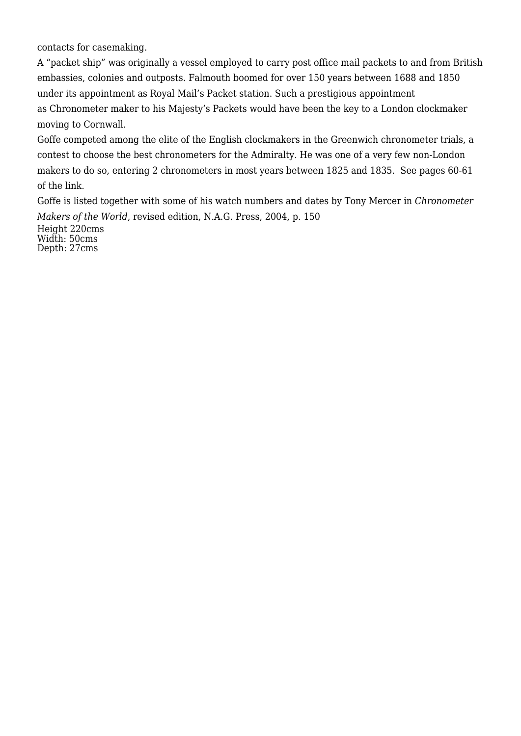contacts for casemaking.

A "packet ship" was originally a vessel employed to carry post office mail packets to and from British embassies, colonies and outposts. Falmouth boomed for over 150 years between 1688 and 1850 under its appointment as Royal Mail's Packet station. Such a prestigious appointment as Chronometer maker to his Majesty's Packets would have been the key to a London clockmaker moving to Cornwall.

Goffe competed among the elite of the English clockmakers in the Greenwich chronometer trials, a contest to choose the best chronometers for the Admiralty. He was one of a very few non-London makers to do so, entering 2 chronometers in most years between 1825 and 1835. See pages 60-61 of the link.

Goffe is listed together with some of his watch numbers and dates by Tony Mercer in *Chronometer Makers of the World*, revised edition, N.A.G. Press, 2004, p. 150

Height 220cms
Width: 50cms
Depth: 27cms